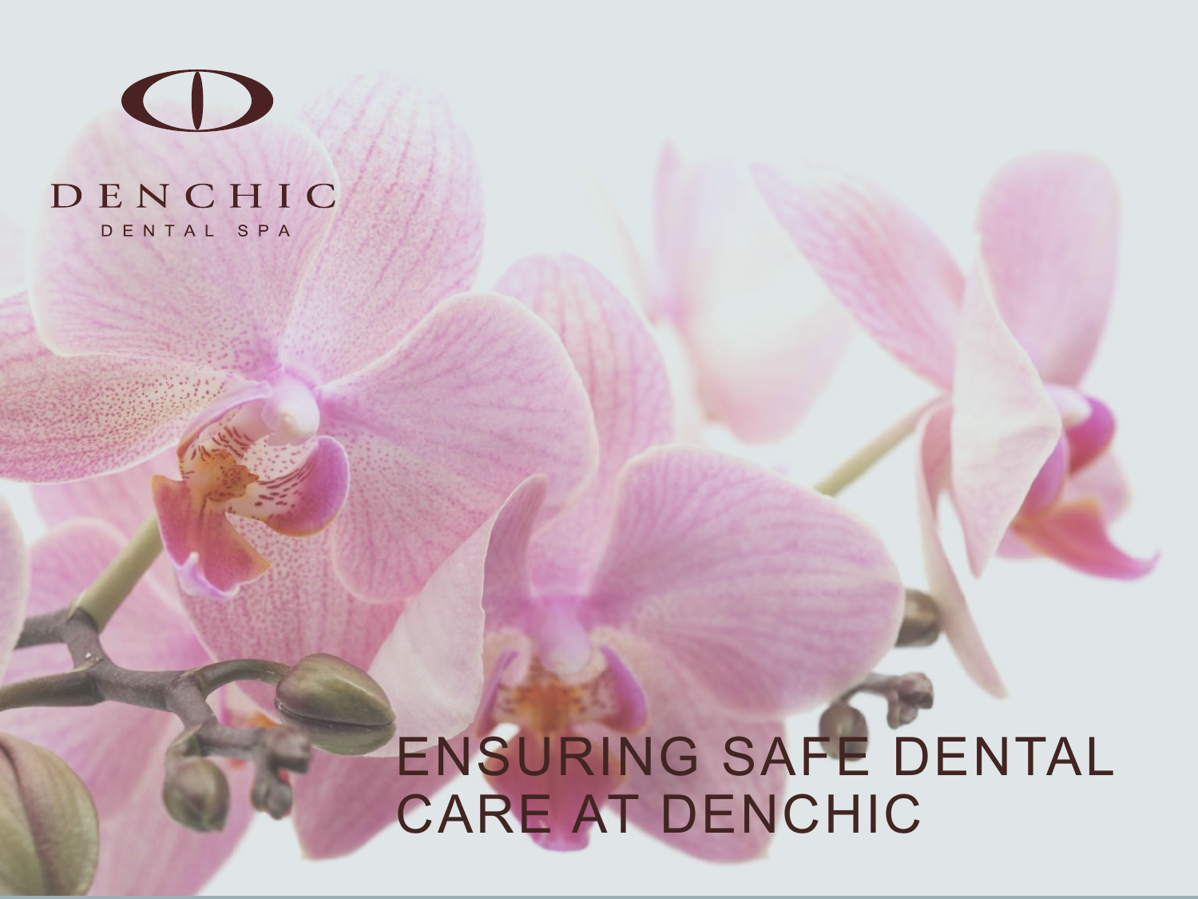DENCHIC

DENTAL SPA

# ENSURING SAFE DENTAL CARE AT DENCHIC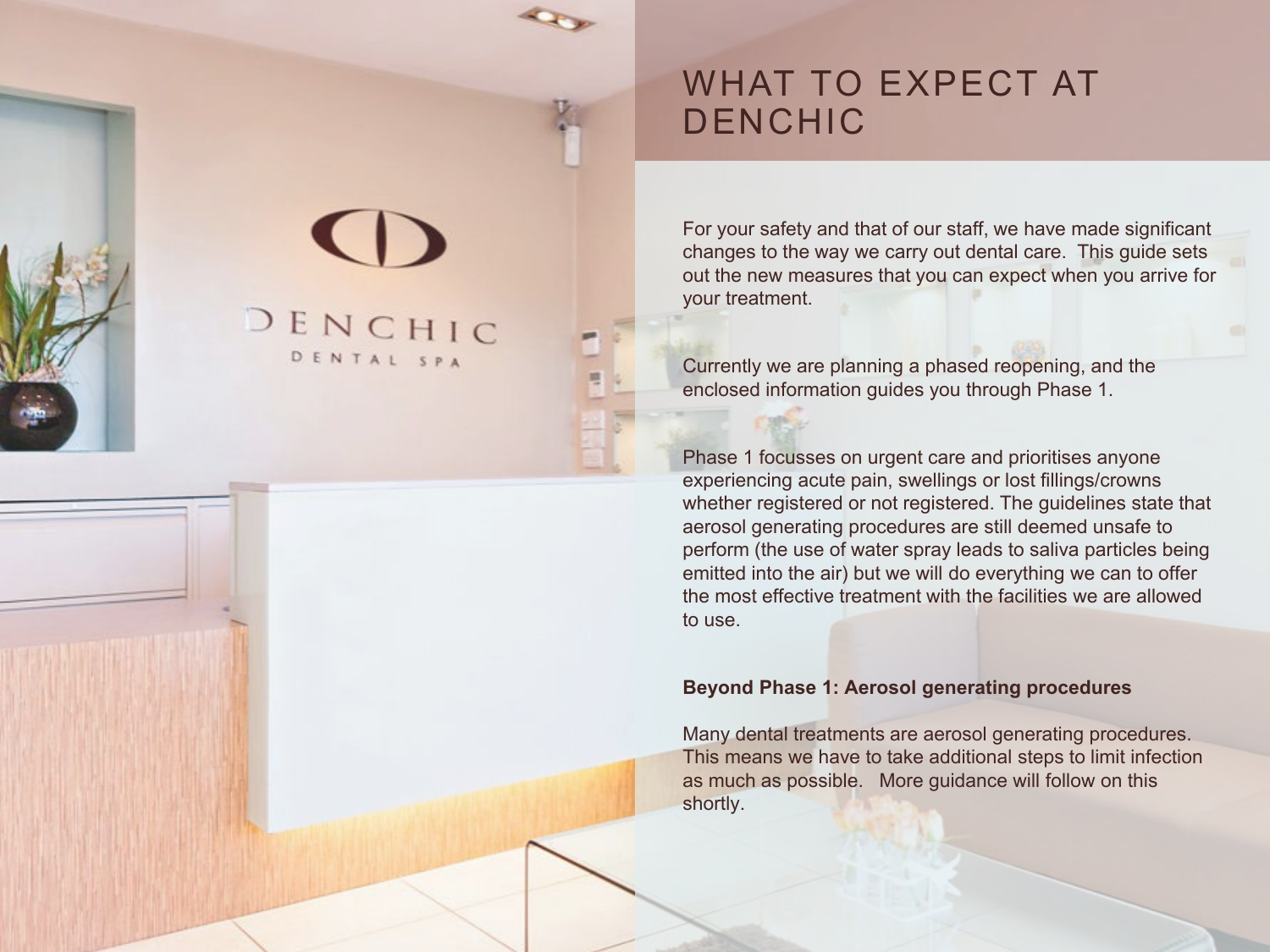# WHAT TO EXPECT AT DENCHIC

For your safety and that of our staff, we have made significant changes to the way we carry out dental care. This guide sets out the new measures that you can expect when you arrive for your treatment.

Currently we are planning a phased reopening, and the enclosed information guides you through Phase 1.

Phase 1 focusses on urgent care and prioritises anyone experiencing acute pain, swellings or lost fillings/crowns whether registered or not registered. The guidelines state that aerosol generating procedures are still deemed unsafe to perform (the use of water spray leads to saliva particles being emitted into the air) but we will do everything we can to offer the most effective treatment with the facilities we are allowed to use.

**Beyond Phase 1: Aerosol generating procedures**

Many dental treatments are aerosol generating procedures. This means we have to take additional steps to limit infection as much as possible. More guidance will follow on this shortly.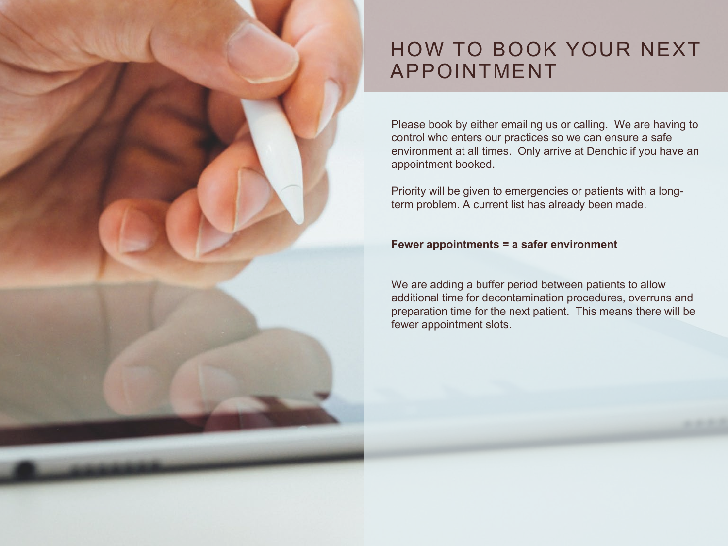# HOW TO BOOK YOUR NEXT APPOINTMENT

Please book by either emailing us or calling. We are having to control who enters our practices so we can ensure a safe environment at all times. Only arrive at Denchic if you have an appointment booked.

Priority will be given to emergencies or patients with a long-term problem. A current list has already been made.

**Fewer appointments = a safer environment**

We are adding a buffer period between patients to allow additional time for decontamination procedures, overruns and preparation time for the next patient. This means there will be fewer appointment slots.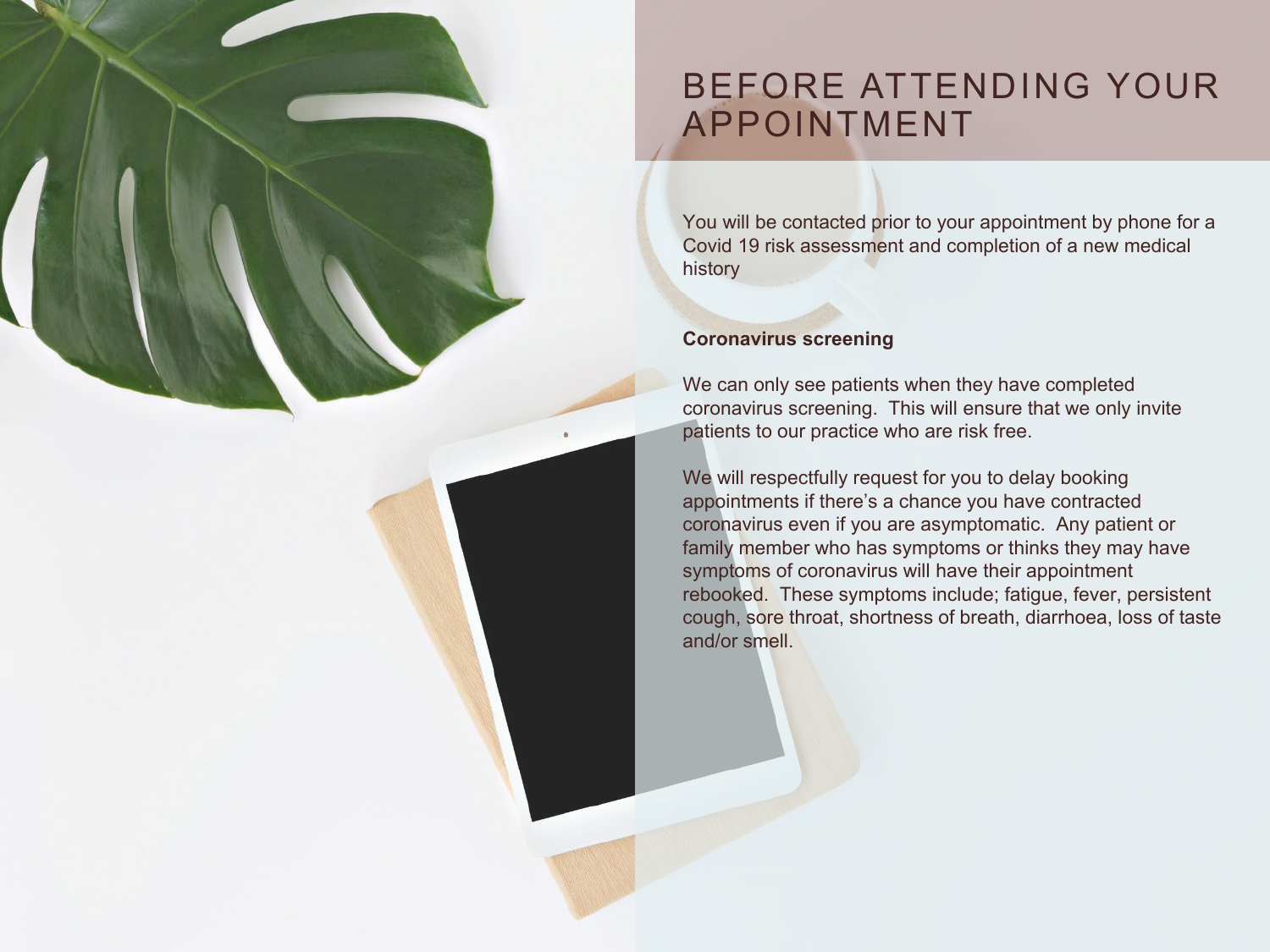# BEFORE ATTENDING YOUR APPOINTMENT

You will be contacted prior to your appointment by phone for a Covid 19 risk assessment and completion of a new medical history

**Coronavirus screening**

We can only see patients when they have completed coronavirus screening.  This will ensure that we only invite patients to our practice who are risk free.

We will respectfully request for you to delay booking appointments if there's a chance you have contracted coronavirus even if you are asymptomatic.  Any patient or family member who has symptoms or thinks they may have symptoms of coronavirus will have their appointment rebooked.  These symptoms include; fatigue, fever, persistent cough, sore throat, shortness of breath, diarrhoea, loss of taste and/or smell.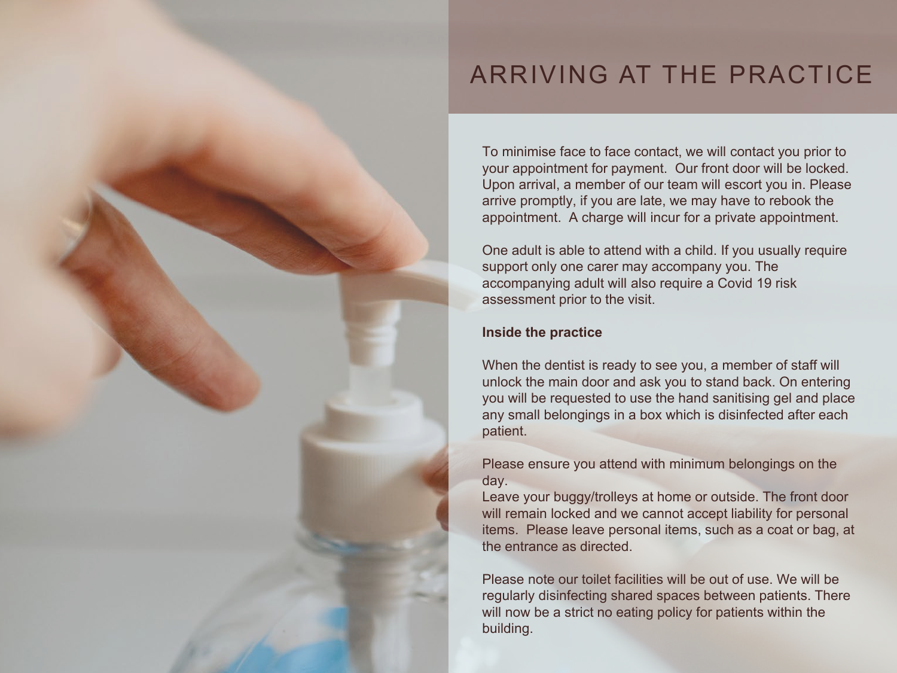# ARRIVING AT THE PRACTICE

To minimise face to face contact, we will contact you prior to your appointment for payment. Our front door will be locked. Upon arrival, a member of our team will escort you in. Please arrive promptly, if you are late, we may have to rebook the appointment. A charge will incur for a private appointment.

One adult is able to attend with a child. If you usually require support only one carer may accompany you. The accompanying adult will also require a Covid 19 risk assessment prior to the visit.

**Inside the practice**

When the dentist is ready to see you, a member of staff will unlock the main door and ask you to stand back. On entering you will be requested to use the hand sanitising gel and place any small belongings in a box which is disinfected after each patient.

Please ensure you attend with minimum belongings on the day.
Leave your buggy/trolleys at home or outside. The front door will remain locked and we cannot accept liability for personal items. Please leave personal items, such as a coat or bag, at the entrance as directed.

Please note our toilet facilities will be out of use. We will be regularly disinfecting shared spaces between patients. There will now be a strict no eating policy for patients within the building.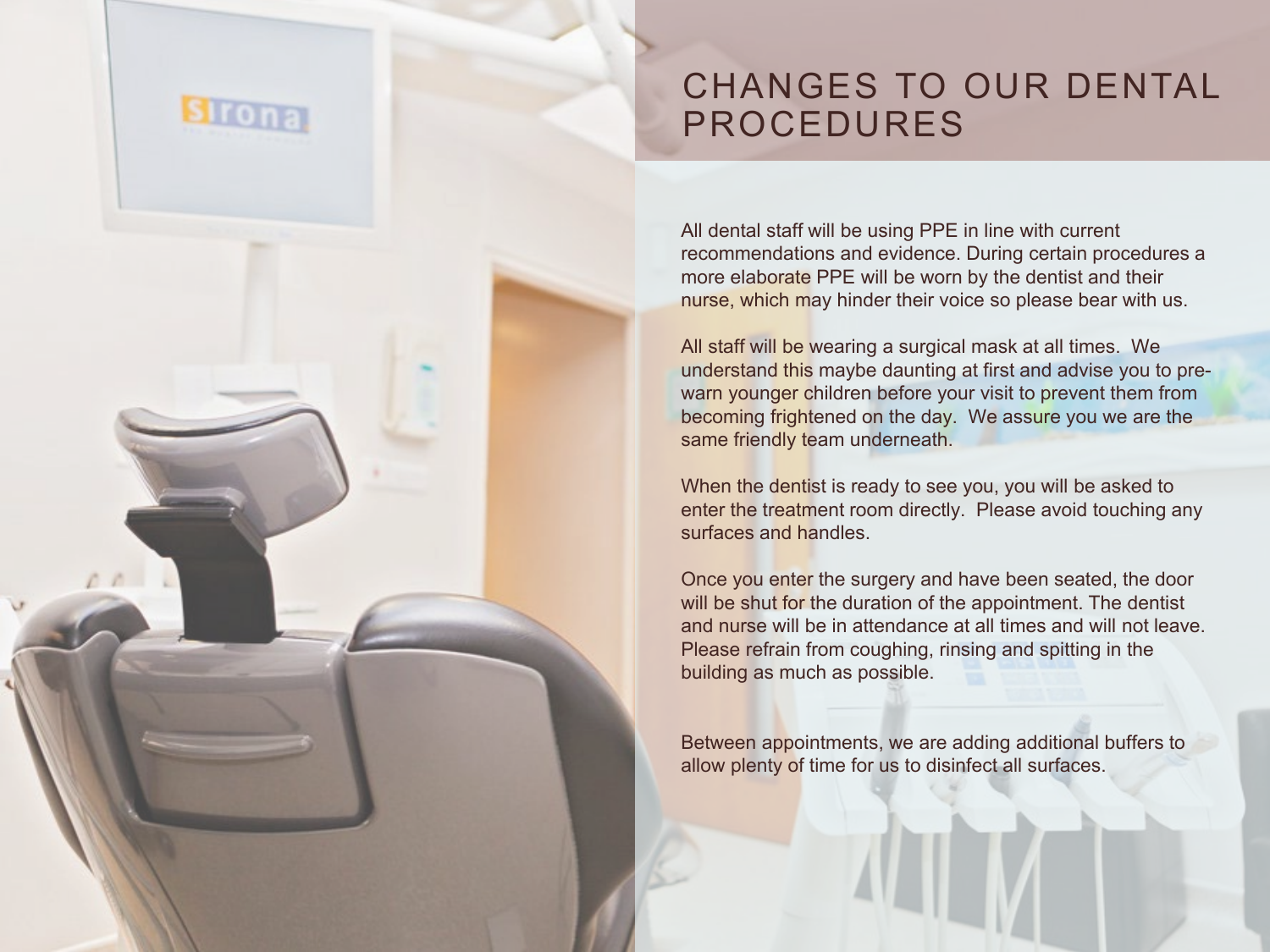# CHANGES TO OUR DENTAL PROCEDURES

All dental staff will be using PPE in line with current recommendations and evidence. During certain procedures a more elaborate PPE will be worn by the dentist and their nurse, which may hinder their voice so please bear with us.

All staff will be wearing a surgical mask at all times. We understand this maybe daunting at first and advise you to pre-warn younger children before your visit to prevent them from becoming frightened on the day. We assure you we are the same friendly team underneath.

When the dentist is ready to see you, you will be asked to enter the treatment room directly. Please avoid touching any surfaces and handles.

Once you enter the surgery and have been seated, the door will be shut for the duration of the appointment. The dentist and nurse will be in attendance at all times and will not leave. Please refrain from coughing, rinsing and spitting in the building as much as possible.

Between appointments, we are adding additional buffers to allow plenty of time for us to disinfect all surfaces.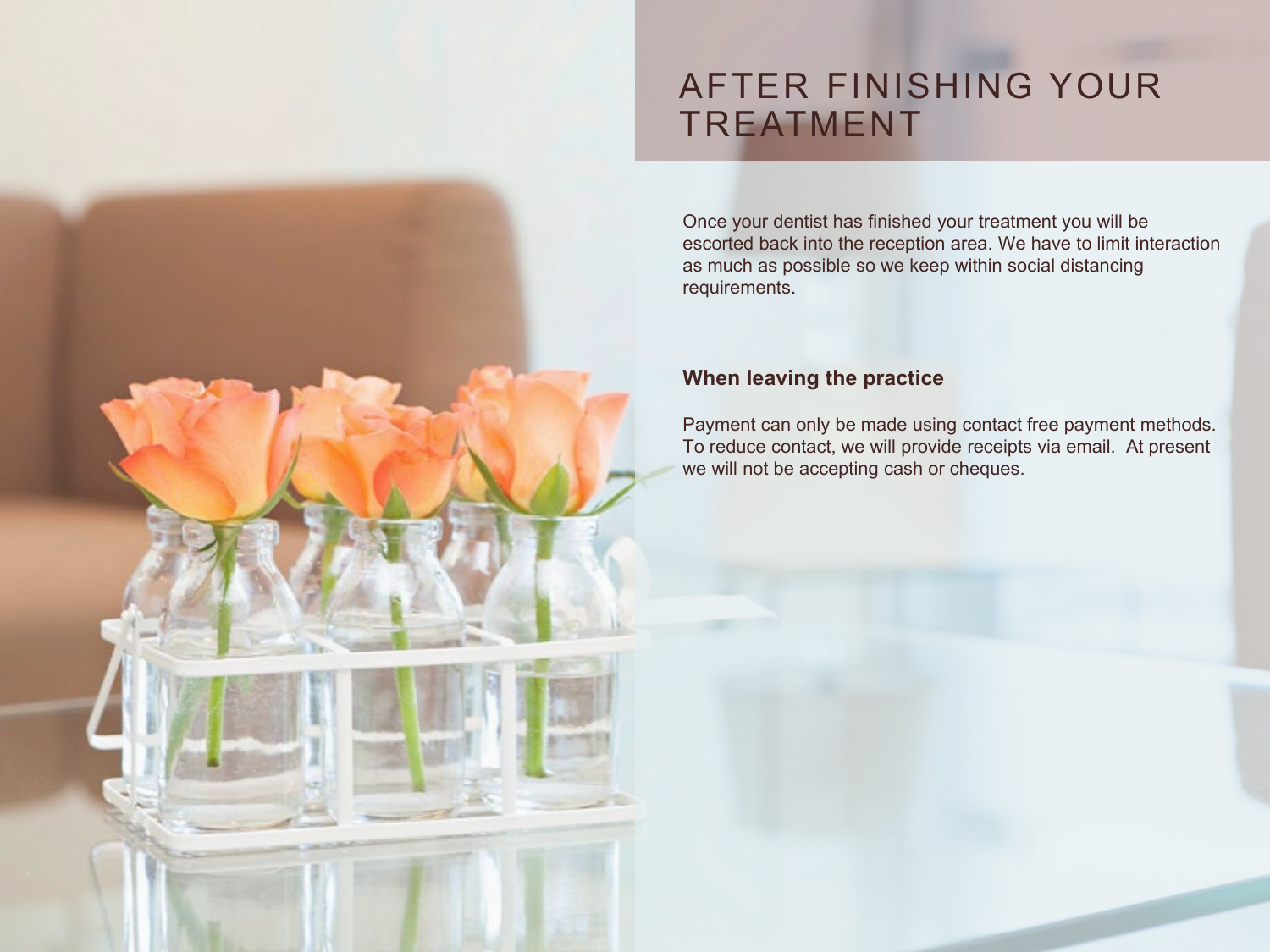# AFTER FINISHING YOUR TREATMENT

Once your dentist has finished your treatment you will be escorted back into the reception area. We have to limit interaction as much as possible so we keep within social distancing requirements.

**When leaving the practice**

Payment can only be made using contact free payment methods. To reduce contact, we will provide receipts via email.  At present we will not be accepting cash or cheques.